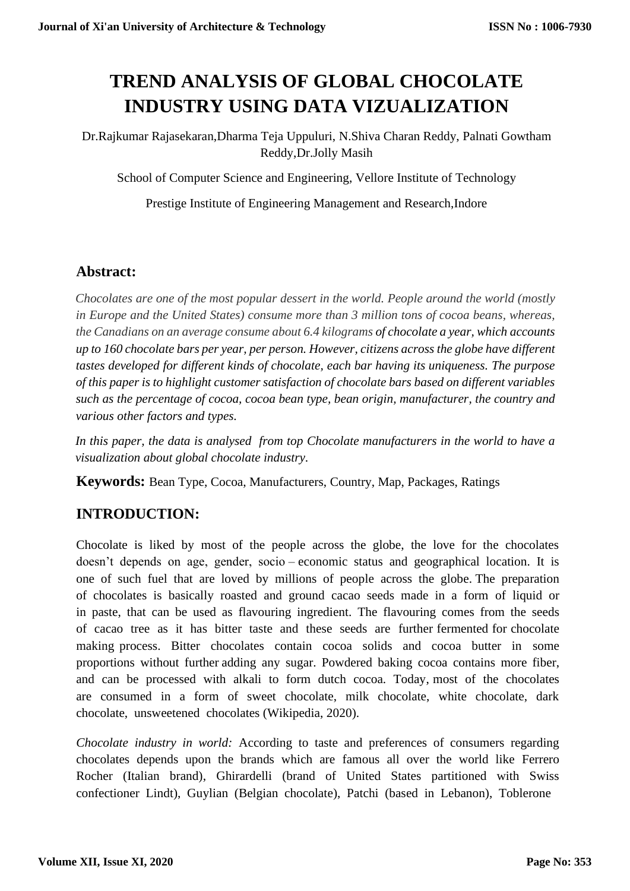# TREND ANALYSIS OF GLOBAL CHOCOLATE INDUSTRY USING DATA VIZUALIZATION

Dr.Rajkumar Rajasekaran,Dharma Teja Uppuluri, N.Shiva Charan Reddy, Palnati Gowtham Reddy,Dr.Jolly Masih

School of Computer Science and Engineering, Vellore Institute of Technology

Prestige Institute of Engineering Management and Research,Indore

## Abstract:

*Chocolates are one of the most popular dessert in the world. People around the world (mostly in Europe and the United States) consume more than 3 million tons of cocoa beans, whereas, the Canadians on an average consume about 6.4 kilograms of chocolate a year, which accounts up to 160 chocolate bars per year, per person. However, citizens across the globe have different tastes developed for different kinds of chocolate, each bar having its uniqueness. The purpose of this paper is to highlight customer satisfaction of chocolate bars based on different variables such as the percentage of cocoa, cocoa bean type, bean origin, manufacturer, the country and various other factors and types.*

*In this paper, the data is analysed from top Chocolate manufacturers in the world to have a visualization about global chocolate industry.*

**Keywords:** Bean Type, Cocoa, Manufacturers, Country, Map, Packages, Ratings

## INTRODUCTION:

Chocolate is liked by most of the people across the globe, the love for the chocolates doesn't depends on age, gender, socio – economic status and geographical location. It is one of such fuel that are loved by millions of people across the globe. The preparation of chocolates is basically roasted and ground cacao seeds made in a form of liquid or in paste, that can be used as flavouring ingredient. The flavouring comes from the seeds of cacao tree as it has bitter taste and these seeds are further fermented for chocolate making process. Bitter chocolates contain cocoa solids and cocoa butter in some proportions without further adding any sugar. Powdered baking cocoa contains more fiber, and can be processed with alkali to form dutch cocoa. Today, most of the chocolates are consumed in a form of sweet chocolate, milk chocolate, white chocolate, dark chocolate, unsweetened chocolates (Wikipedia, 2020).

*Chocolate industry in world:* According to taste and preferences of consumers regarding chocolates depends upon the brands which are famous all over the world like Ferrero Rocher (Italian brand), Ghirardelli (brand of United States partitioned with Swiss confectioner Lindt), Guylian (Belgian chocolate), Patchi (based in Lebanon), Toblerone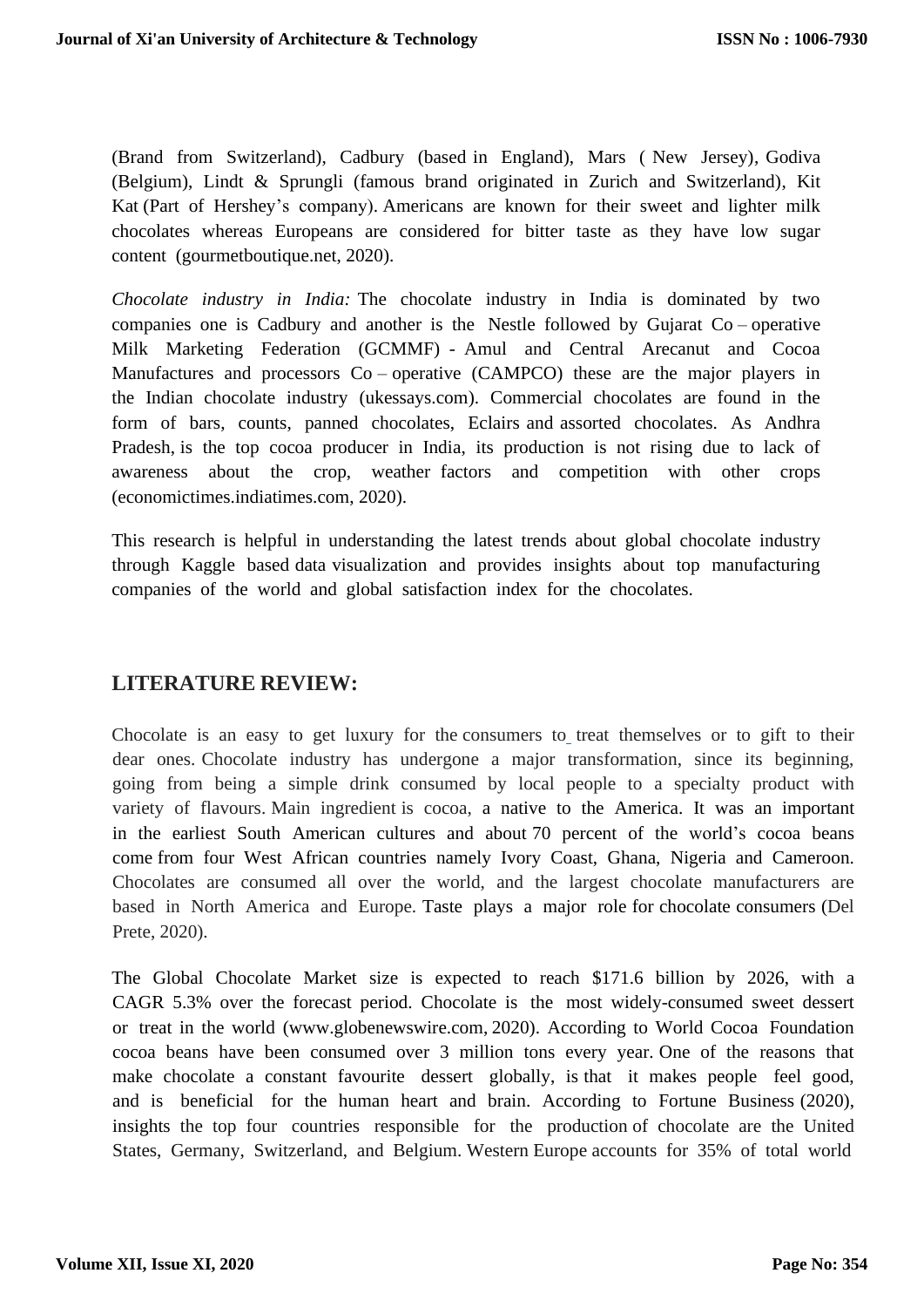(Brand from Switzerland), Cadbury (based in England), Mars ( New Jersey), Godiva (Belgium), Lindt & Sprungli (famous brand originated in Zurich and Switzerland), Kit Kat (Part of Hershey's company). Americans are known for their sweet and lighter milk chocolates whereas Europeans are considered for bitter taste as they have low sugar content (gourmetboutique.net, 2020).

*Chocolate industry in India:* The chocolate industry in India is dominated by two companies one is Cadbury and another is the Nestle followed by Gujarat Co – operative Milk Marketing Federation (GCMMF) - Amul and Central Arecanut and Cocoa Manufactures and processors Co – operative (CAMPCO) these are the major players in the Indian chocolate industry (ukessays.com). Commercial chocolates are found in the form of bars, counts, panned chocolates, Eclairs and assorted chocolates. As Andhra Pradesh, is the top cocoa producer in India, its production is not rising due to lack of awareness about the crop, weather factors and competition with other crops (economictimes.indiatimes.com, 2020).

This research is helpful in understanding the latest trends about global chocolate industry through Kaggle based data visualization and provides insights about top manufacturing companies of the world and global satisfaction index for the chocolates.

## LITERATURE REVIEW:

Chocolate is an easy to get luxury for the consumers to treat themselves or to gift to their dear ones. Chocolate industry has undergone a major transformation, since its beginning, going from being a simple drink consumed by local people to a specialty product with variety of flavours. Main ingredient is cocoa, a native to the America. It was an important in the earliest South American cultures and about 70 percent of the world's cocoa beans come from four West African countries namely Ivory Coast, Ghana, Nigeria and Cameroon. Chocolates are consumed all over the world, and the largest chocolate manufacturers are based in North America and Europe. Taste plays a major role for chocolate consumers (Del Prete, 2020).

The Global Chocolate Market size is expected to reach $171.6 billion by 2026, with a CAGR 5.3% over the forecast period. Chocolate is the most widely-consumed sweet dessert or treat in the world (www.globenewswire.com, 2020). According to World Cocoa Foundation cocoa beans have been consumed over 3 million tons every year. One of the reasons that make chocolate a constant favourite dessert globally, is that it makes people feel good, and is beneficial for the human heart and brain. According to Fortune Business (2020), insights the top four countries responsible for the production of chocolate are the United States, Germany, Switzerland, and Belgium. Western Europe accounts for 35% of total world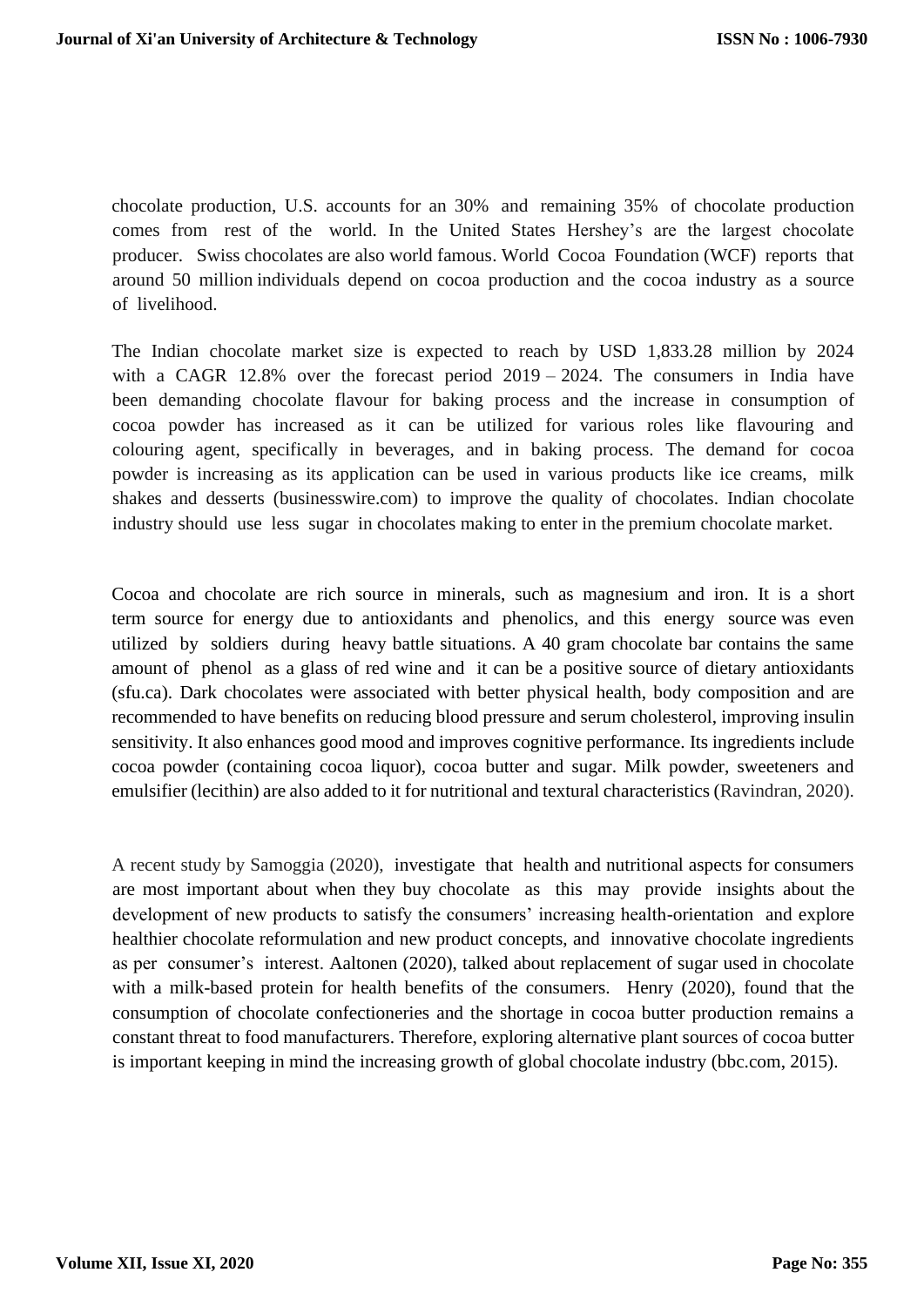chocolate production, U.S. accounts for an 30% and remaining 35% of chocolate production comes from rest of the world. In the United States Hershey's are the largest chocolate producer. Swiss chocolates are also world famous. World Cocoa Foundation (WCF) reports that around 50 million individuals depend on cocoa production and the cocoa industry as a source of livelihood.

The Indian chocolate market size is expected to reach by USD 1,833.28 million by 2024 with a CAGR 12.8% over the forecast period 2019 – 2024. The consumers in India have been demanding chocolate flavour for baking process and the increase in consumption of cocoa powder has increased as it can be utilized for various roles like flavouring and colouring agent, specifically in beverages, and in baking process. The demand for cocoa powder is increasing as its application can be used in various products like ice creams, milk shakes and desserts (businesswire.com) to improve the quality of chocolates. Indian chocolate industry should use less sugar in chocolates making to enter in the premium chocolate market.

Cocoa and chocolate are rich source in minerals, such as magnesium and iron. It is a short term source for energy due to antioxidants and phenolics, and this energy source was even utilized by soldiers during heavy battle situations. A 40 gram chocolate bar contains the same amount of phenol as a glass of red wine and it can be a positive source of dietary antioxidants (sfu.ca). Dark chocolates were associated with better physical health, body composition and are recommended to have benefits on reducing blood pressure and serum cholesterol, improving insulin sensitivity. It also enhances good mood and improves cognitive performance. Its ingredients include cocoa powder (containing cocoa liquor), cocoa butter and sugar. Milk powder, sweeteners and emulsifier (lecithin) are also added to it for nutritional and textural characteristics (Ravindran, 2020).

A recent study by Samoggia (2020), investigate that health and nutritional aspects for consumers are most important about when they buy chocolate as this may provide insights about the development of new products to satisfy the consumers' increasing health-orientation and explore healthier chocolate reformulation and new product concepts, and innovative chocolate ingredients as per consumer's interest. Aaltonen (2020), talked about replacement of sugar used in chocolate with a milk-based protein for health benefits of the consumers. Henry (2020), found that the consumption of chocolate confectioneries and the shortage in cocoa butter production remains a constant threat to food manufacturers. Therefore, exploring alternative plant sources of cocoa butter is important keeping in mind the increasing growth of global chocolate industry (bbc.com, 2015).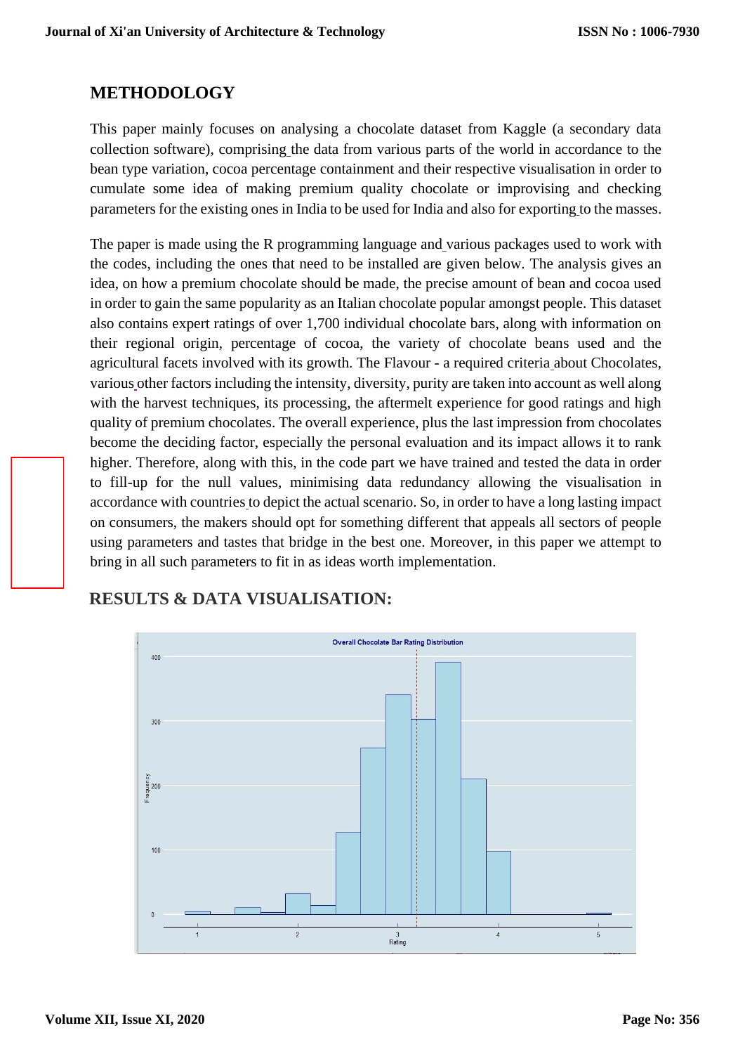## METHODOLOGY

This paper mainly focuses on analysing a chocolate dataset from Kaggle (a secondary data collection software), comprising the data from various parts of the world in accordance to the bean type variation, cocoa percentage containment and their respective visualisation in order to cumulate some idea of making premium quality chocolate or improvising and checking parameters for the existing ones in India to be used for India and also for exporting to the masses.

The paper is made using the R programming language and various packages used to work with the codes, including the ones that need to be installed are given below. The analysis gives an idea, on how a premium chocolate should be made, the precise amount of bean and cocoa used in order to gain the same popularity as an Italian chocolate popular amongst people. This dataset also contains expert ratings of over 1,700 individual chocolate bars, along with information on their regional origin, percentage of cocoa, the variety of chocolate beans used and the agricultural facets involved with its growth. The Flavour - a required criteria about Chocolates, various other factors including the intensity, diversity, purity are taken into account as well along with the harvest techniques, its processing, the aftermelt experience for good ratings and high quality of premium chocolates. The overall experience, plus the last impression from chocolates become the deciding factor, especially the personal evaluation and its impact allows it to rank higher. Therefore, along with this, in the code part we have trained and tested the data in order to fill-up for the null values, minimising data redundancy allowing the visualisation in accordance with countries to depict the actual scenario. So, in order to have a long lasting impact on consumers, the makers should opt for something different that appeals all sectors of people using parameters and tastes that bridge in the best one. Moreover, in this paper we attempt to bring in all such parameters to fit in as ideas worth implementation.

## RESULTS & DATA VISUALISATION:

Overall Chocolate Bar Rating Distribution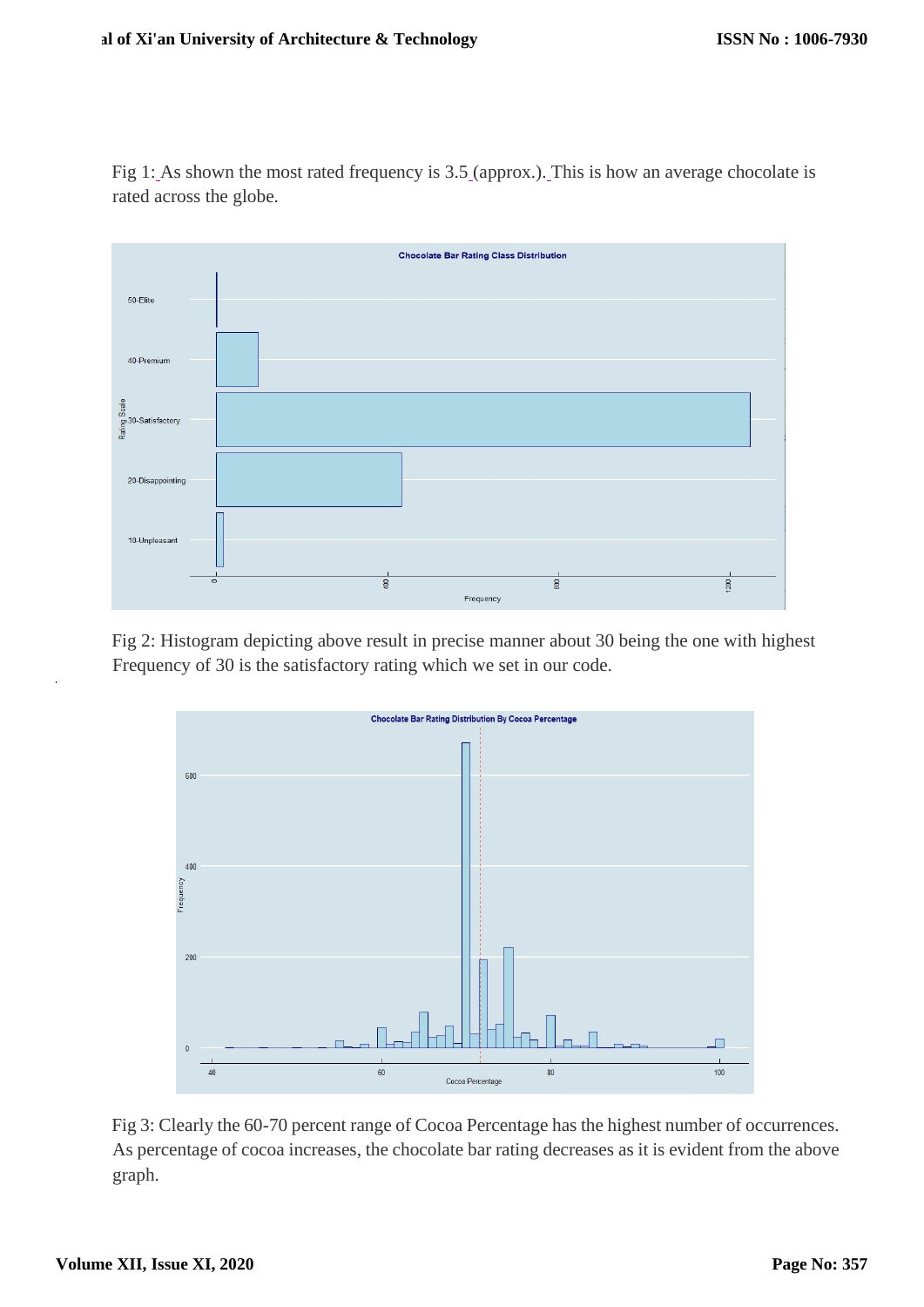Fig 1: As shown the most rated frequency is 3.5 (approx.). This is how an average chocolate is rated across the globe.

Fig 2: Histogram depicting above result in precise manner about 30 being the one with highest Frequency of 30 is the satisfactory rating which we set in our code.

Fig 3: Clearly the 60-70 percent range of Cocoa Percentage has the highest number of occurrences. As percentage of cocoa increases, the chocolate bar rating decreases as it is evident from the above graph.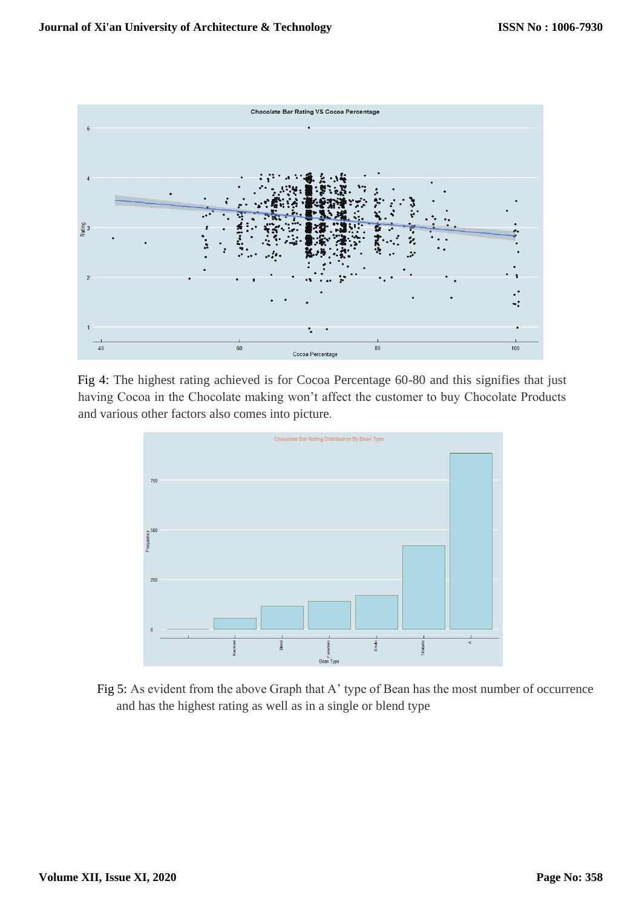Fig 4: The highest rating achieved is for Cocoa Percentage 60-80 and this signifies that just having Cocoa in the Chocolate making won't affect the customer to buy Chocolate Products and various other factors also comes into picture.

Fig 5: As evident from the above Graph that A' type of Bean has the most number of occurrence and has the highest rating as well as in a single or blend type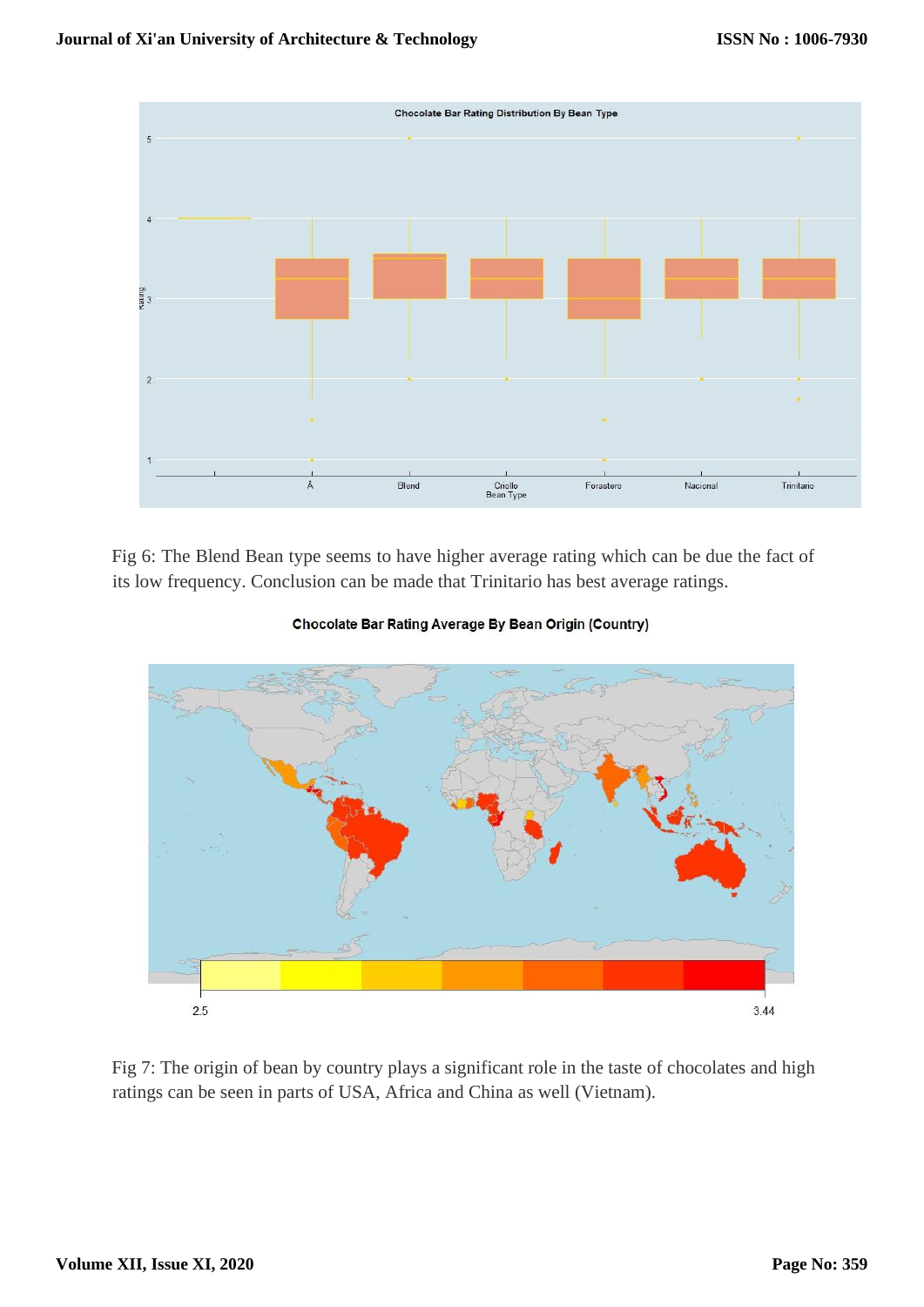Fig 6: The Blend Bean type seems to have higher average rating which can be due the fact of its low frequency. Conclusion can be made that Trinitario has best average ratings.

Chocolate Bar Rating Average By Bean Origin (Country)

Fig 7: The origin of bean by country plays a significant role in the taste of chocolates and high ratings can be seen in parts of USA, Africa and China as well (Vietnam).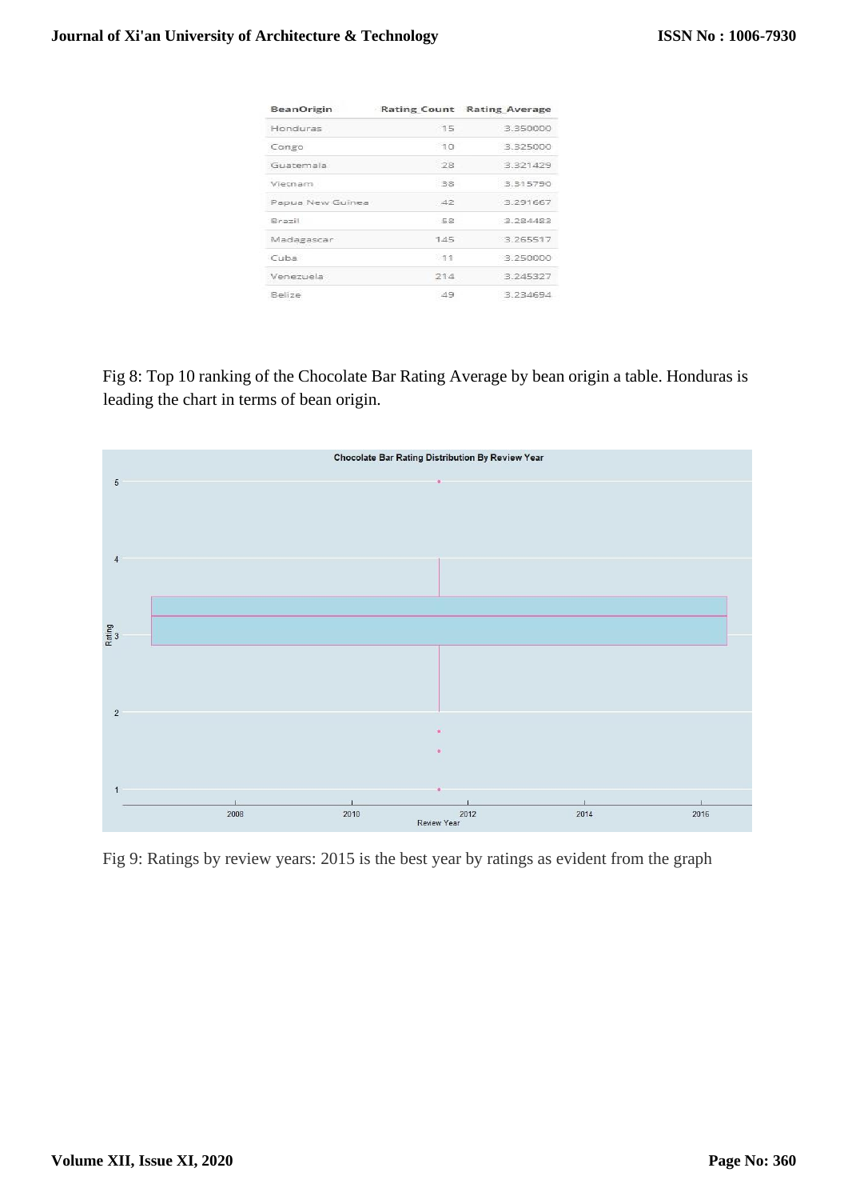| BeanOrigin | Rating_Count | Rating_Average |
|---|---|---|
| Honduras | 15 | 3.350000 |
| Congo | 10 | 3.325000 |
| Guatemala | 28 | 3.321429 |
| Vietnam | 38 | 3.315790 |
| Papua New Guinea | 42 | 3.291667 |
| Brazil | 58 | 3.284483 |
| Madagascar | 145 | 3.265517 |
| Cuba | 11 | 3.250000 |
| Venezuela | 214 | 3.245327 |
| Belize | 49 | 3.234694 |

Fig 8: Top 10 ranking of the Chocolate Bar Rating Average by bean origin a table. Honduras is leading the chart in terms of bean origin.

Fig 9: Ratings by review years: 2015 is the best year by ratings as evident from the graph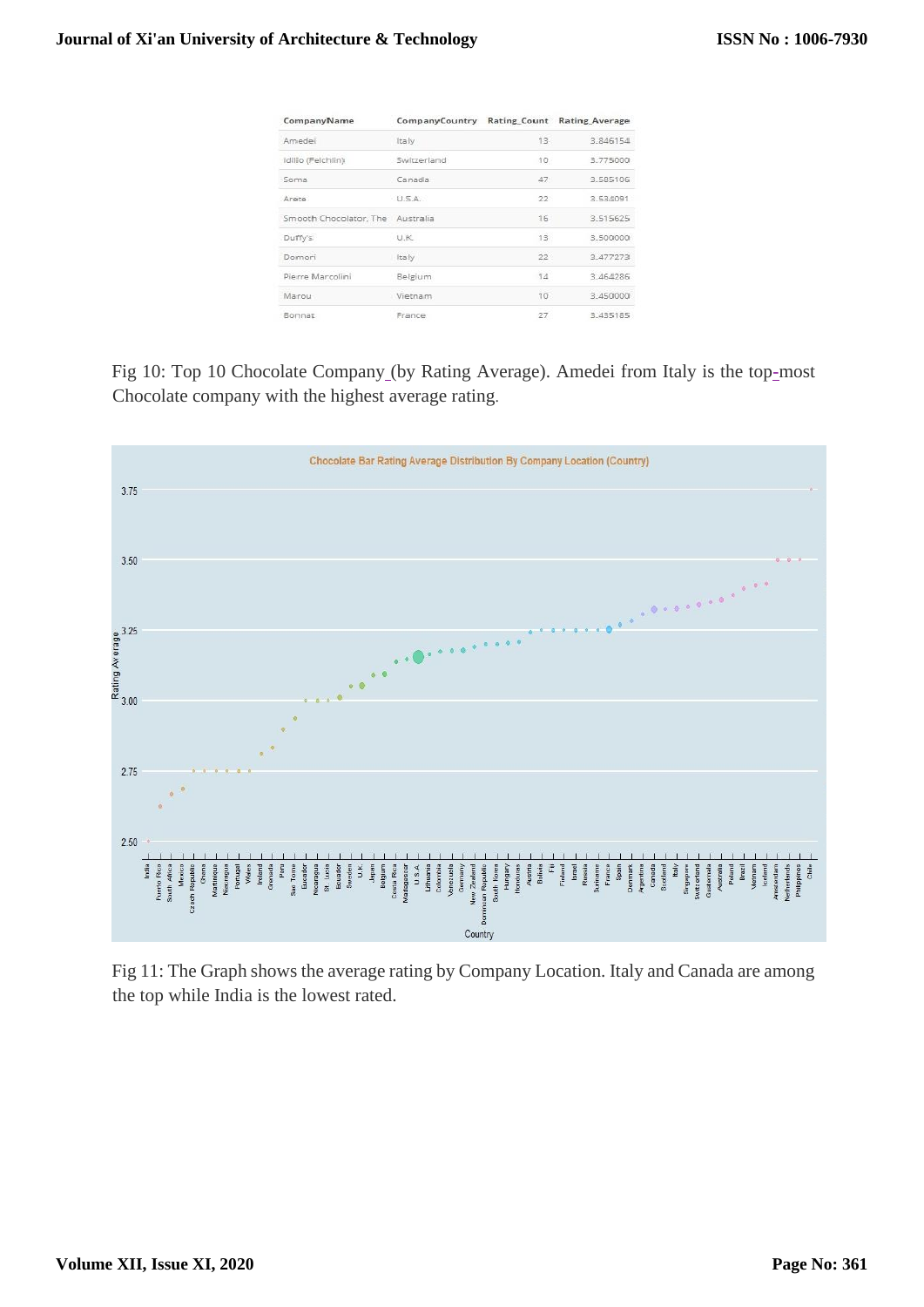| CompanyName | CompanyCountry | Rating_Count | Rating_Average |
|---|---|---|---|
| Amedei | Italy | 13 | 3.846154 |
| Idilio (Felchlin) | Switzerland | 10 | 3.775000 |
| Soma | Canada | 47 | 3.585106 |
| Arete | U.S.A. | 22 | 3.534091 |
| Smooth Chocolator, The | Australia | 16 | 3.515625 |
| Duffy's | U.K. | 15 | 3.500000 |
| Domori | Italy | 22 | 3.477273 |
| Pierre Marcolini | Belgium | 14 | 3.464286 |
| Marou | Vietnam | 10 | 3.450000 |
| Bonnat | France | 27 | 3.435185 |

Fig 10: Top 10 Chocolate Company (by Rating Average). Amedei from Italy is the top-most Chocolate company with the highest average rating.

Fig 11: The Graph shows the average rating by Company Location. Italy and Canada are among the top while India is the lowest rated.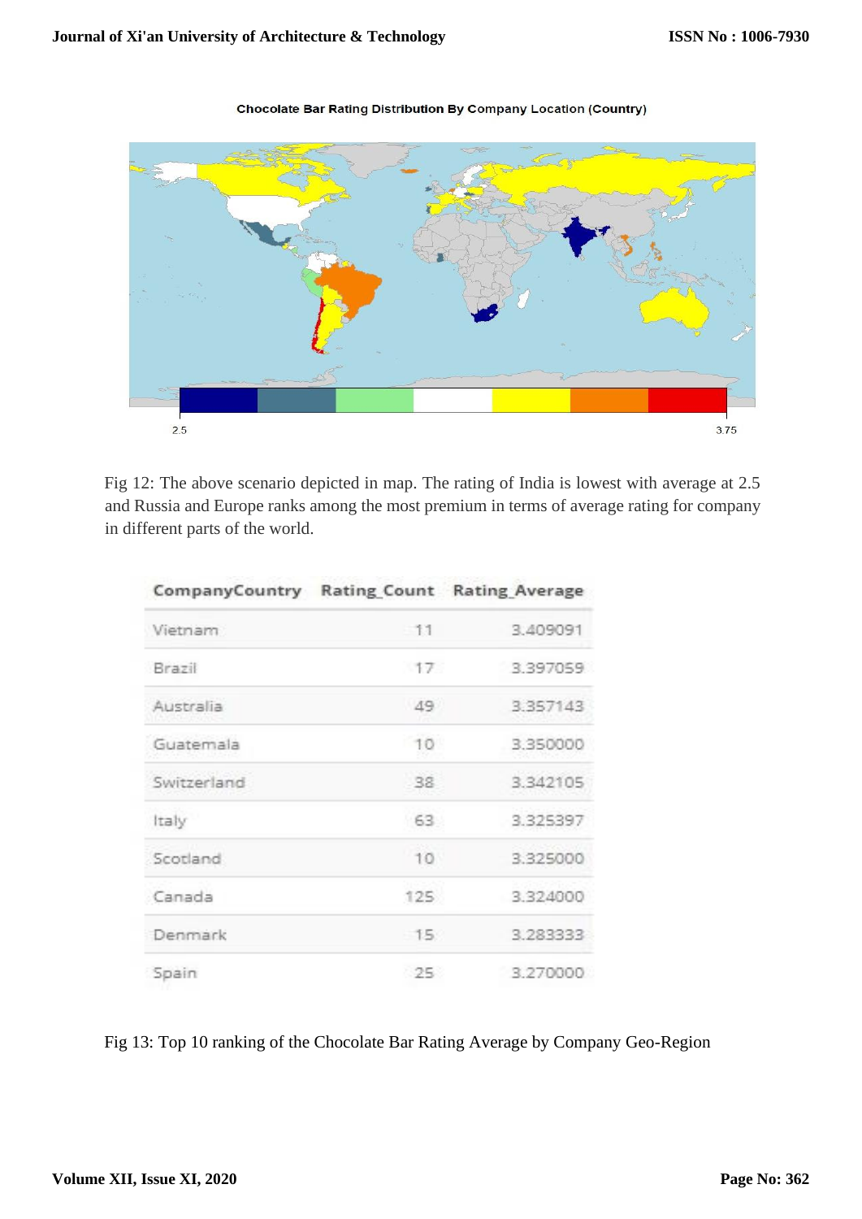Fig 12: The above scenario depicted in map. The rating of India is lowest with average at 2.5 and Russia and Europe ranks among the most premium in terms of average rating for company in different parts of the world.

| CompanyCountry | Rating_Count | Rating_Average |
|---|---|---|
| Vietnam | 11 | 3.409091 |
| Brazil | 17 | 3.397059 |
| Australia | 49 | 3.357143 |
| Guatemala | 10 | 3.350000 |
| Switzerland | 38 | 3.342105 |
| Italy | 63 | 3.325397 |
| Scotland | 10 | 3.325000 |
| Canada | 125 | 3.324000 |
| Denmark | 15 | 3.283333 |
| Spain | 25 | 3.270000 |

Fig 13: Top 10 ranking of the Chocolate Bar Rating Average by Company Geo-Region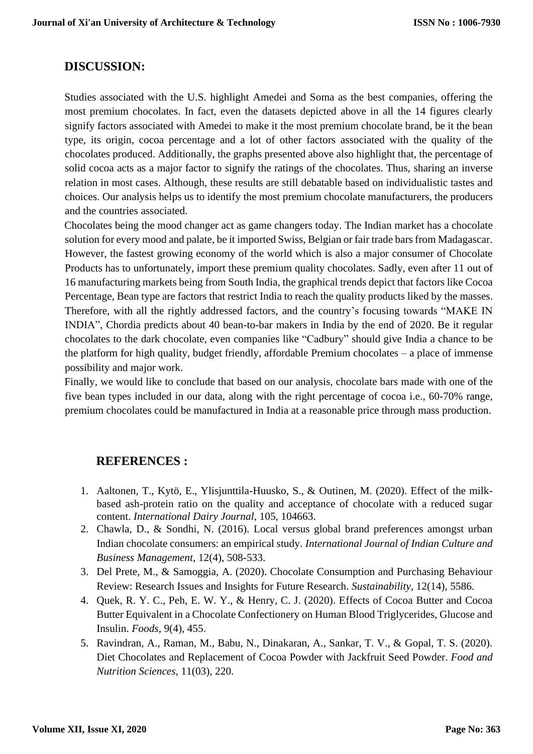## DISCUSSION:

Studies associated with the U.S. highlight Amedei and Soma as the best companies, offering the most premium chocolates. In fact, even the datasets depicted above in all the 14 figures clearly signify factors associated with Amedei to make it the most premium chocolate brand, be it the bean type, its origin, cocoa percentage and a lot of other factors associated with the quality of the chocolates produced. Additionally, the graphs presented above also highlight that, the percentage of solid cocoa acts as a major factor to signify the ratings of the chocolates. Thus, sharing an inverse relation in most cases. Although, these results are still debatable based on individualistic tastes and choices. Our analysis helps us to identify the most premium chocolate manufacturers, the producers and the countries associated.

Chocolates being the mood changer act as game changers today. The Indian market has a chocolate solution for every mood and palate, be it imported Swiss, Belgian or fair trade bars from Madagascar. However, the fastest growing economy of the world which is also a major consumer of Chocolate Products has to unfortunately, import these premium quality chocolates. Sadly, even after 11 out of 16 manufacturing markets being from South India, the graphical trends depict that factors like Cocoa Percentage, Bean type are factors that restrict India to reach the quality products liked by the masses. Therefore, with all the rightly addressed factors, and the country's focusing towards "MAKE IN INDIA", Chordia predicts about 40 bean-to-bar makers in India by the end of 2020. Be it regular chocolates to the dark chocolate, even companies like "Cadbury" should give India a chance to be the platform for high quality, budget friendly, affordable Premium chocolates – a place of immense possibility and major work.

Finally, we would like to conclude that based on our analysis, chocolate bars made with one of the five bean types included in our data, along with the right percentage of cocoa i.e., 60-70% range, premium chocolates could be manufactured in India at a reasonable price through mass production.

## REFERENCES :

1. Aaltonen, T., Kytö, E., Ylisjunttila-Huusko, S., & Outinen, M. (2020). Effect of the milk-based ash-protein ratio on the quality and acceptance of chocolate with a reduced sugar content. *International Dairy Journal*, 105, 104663.
2. Chawla, D., & Sondhi, N. (2016). Local versus global brand preferences amongst urban Indian chocolate consumers: an empirical study. *International Journal of Indian Culture and Business Management*, 12(4), 508-533.
3. Del Prete, M., & Samoggia, A. (2020). Chocolate Consumption and Purchasing Behaviour Review: Research Issues and Insights for Future Research. *Sustainability*, 12(14), 5586.
4. Quek, R. Y. C., Peh, E. W. Y., & Henry, C. J. (2020). Effects of Cocoa Butter and Cocoa Butter Equivalent in a Chocolate Confectionery on Human Blood Triglycerides, Glucose and Insulin. *Foods*, 9(4), 455.
5. Ravindran, A., Raman, M., Babu, N., Dinakaran, A., Sankar, T. V., & Gopal, T. S. (2020). Diet Chocolates and Replacement of Cocoa Powder with Jackfruit Seed Powder. *Food and Nutrition Sciences*, 11(03), 220.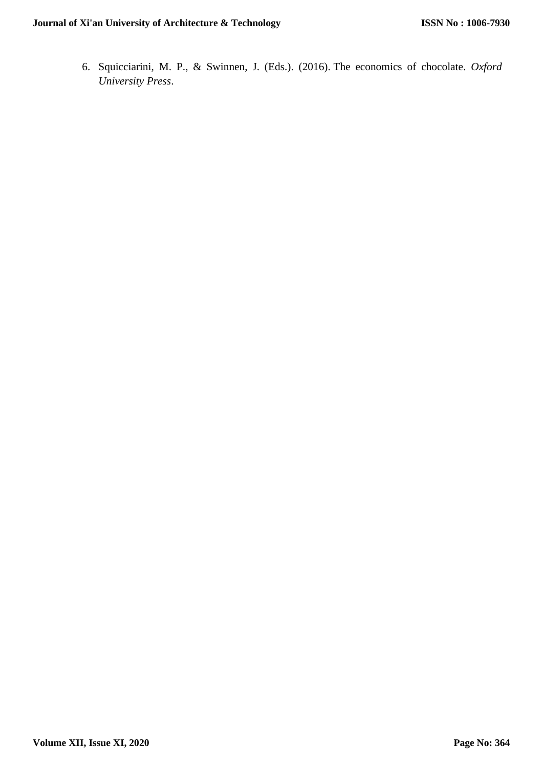6. Squicciarini, M. P., & Swinnen, J. (Eds.). (2016). The economics of chocolate. *Oxford University Press*.